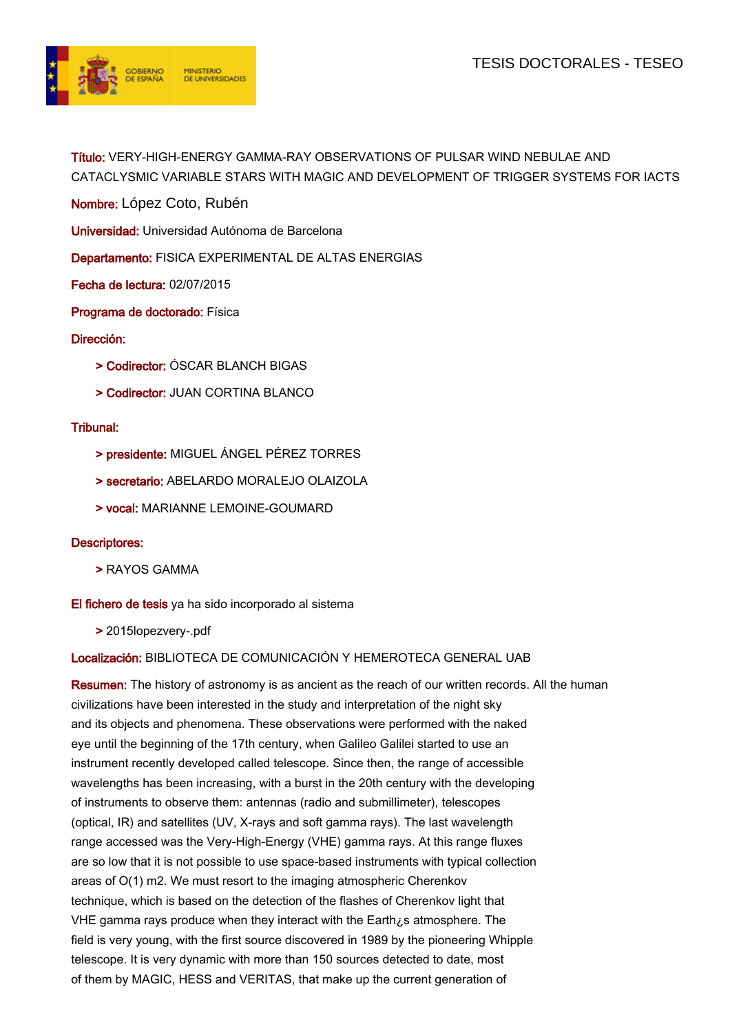TESIS DOCTORALES - TESEO

**Título:** VERY-HIGH-ENERGY GAMMA-RAY OBSERVATIONS OF PULSAR WIND NEBULAE AND CATACLYSMIC VARIABLE STARS WITH MAGIC AND DEVELOPMENT OF TRIGGER SYSTEMS FOR IACTS

**Nombre:** López Coto, Rubén

**Universidad:** Universidad Autónoma de Barcelona

**Departamento:** FISICA EXPERIMENTAL DE ALTAS ENERGIAS

**Fecha de lectura:** 02/07/2015

**Programa de doctorado:** Física

**Dirección:**

> **Codirector:** ÓSCAR BLANCH BIGAS

> **Codirector:** JUAN CORTINA BLANCO

**Tribunal:**

> **presidente:** MIGUEL ÁNGEL PÉREZ TORRES

> **secretario:** ABELARDO MORALEJO OLAIZOLA

> **vocal:** MARIANNE LEMOINE-GOUMARD

**Descriptores:**

> RAYOS GAMMA

**El fichero de tesis** ya ha sido incorporado al sistema

> 2015lopezvery-.pdf

**Localización:** BIBLIOTECA DE COMUNICACIÓN Y HEMEROTECA GENERAL UAB

**Resumen:** The history of astronomy is as ancient as the reach of our written records. All the human civilizations have been interested in the study and interpretation of the night sky and its objects and phenomena. These observations were performed with the naked eye until the beginning of the 17th century, when Galileo Galilei started to use an instrument recently developed called telescope. Since then, the range of accessible wavelengths has been increasing, with a burst in the 20th century with the developing of instruments to observe them: antennas (radio and submillimeter), telescopes (optical, IR) and satellites (UV, X-rays and soft gamma rays). The last wavelength range accessed was the Very-High-Energy (VHE) gamma rays. At this range fluxes are so low that it is not possible to use space-based instruments with typical collection areas of O(1) m2. We must resort to the imaging atmospheric Cherenkov technique, which is based on the detection of the flashes of Cherenkov light that VHE gamma rays produce when they interact with the Earth¿s atmosphere. The field is very young, with the first source discovered in 1989 by the pioneering Whipple telescope. It is very dynamic with more than 150 sources detected to date, most of them by MAGIC, HESS and VERITAS, that make up the current generation of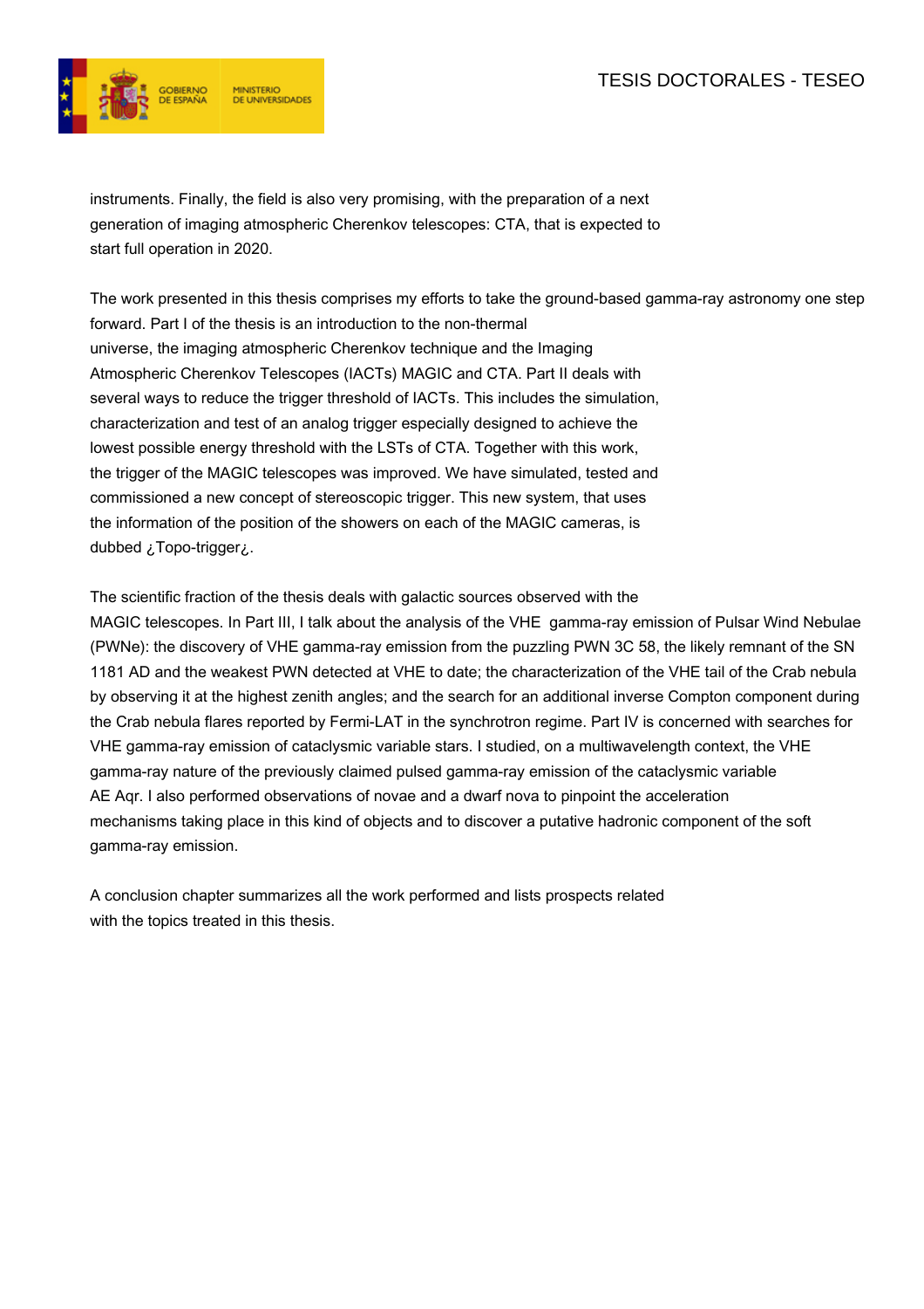instruments. Finally, the field is also very promising, with the preparation of a next generation of imaging atmospheric Cherenkov telescopes: CTA, that is expected to start full operation in 2020.

The work presented in this thesis comprises my efforts to take the ground-based gamma-ray astronomy one step forward. Part I of the thesis is an introduction to the non-thermal universe, the imaging atmospheric Cherenkov technique and the Imaging Atmospheric Cherenkov Telescopes (IACTs) MAGIC and CTA. Part II deals with several ways to reduce the trigger threshold of IACTs. This includes the simulation, characterization and test of an analog trigger especially designed to achieve the lowest possible energy threshold with the LSTs of CTA. Together with this work, the trigger of the MAGIC telescopes was improved. We have simulated, tested and commissioned a new concept of stereoscopic trigger. This new system, that uses the information of the position of the showers on each of the MAGIC cameras, is dubbed ¿Topo-trigger¿.

The scientific fraction of the thesis deals with galactic sources observed with the MAGIC telescopes. In Part III, I talk about the analysis of the VHE gamma-ray emission of Pulsar Wind Nebulae (PWNe): the discovery of VHE gamma-ray emission from the puzzling PWN 3C 58, the likely remnant of the SN 1181 AD and the weakest PWN detected at VHE to date; the characterization of the VHE tail of the Crab nebula by observing it at the highest zenith angles; and the search for an additional inverse Compton component during the Crab nebula flares reported by Fermi-LAT in the synchrotron regime. Part IV is concerned with searches for VHE gamma-ray emission of cataclysmic variable stars. I studied, on a multiwavelength context, the VHE gamma-ray nature of the previously claimed pulsed gamma-ray emission of the cataclysmic variable AE Aqr. I also performed observations of novae and a dwarf nova to pinpoint the acceleration mechanisms taking place in this kind of objects and to discover a putative hadronic component of the soft gamma-ray emission.

A conclusion chapter summarizes all the work performed and lists prospects related with the topics treated in this thesis.